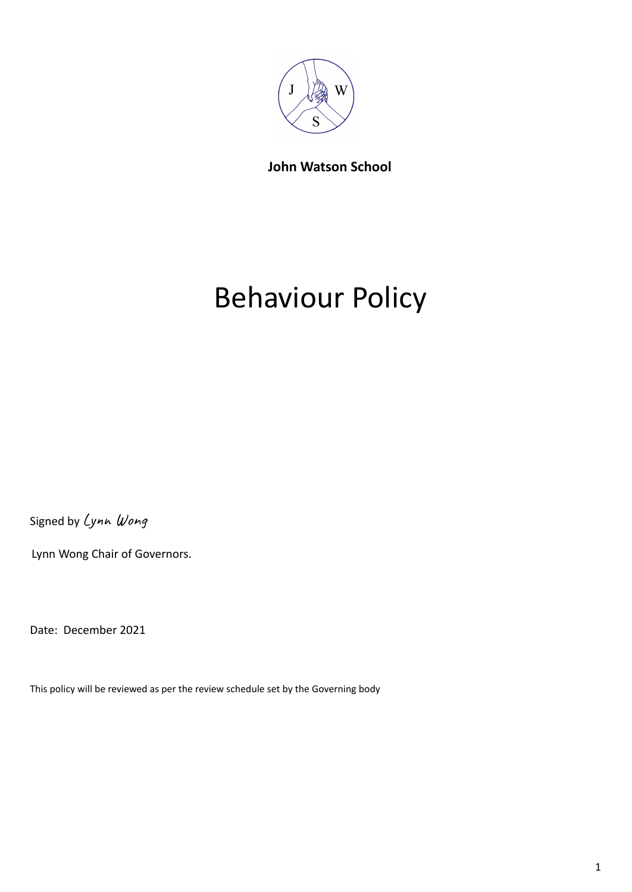**John Watson School**

# Behaviour Policy

Signed by *Lynn Wong*

Lynn Wong Chair of Governors.

Date: December 2021

This policy will be reviewed as per the review schedule set by the Governing body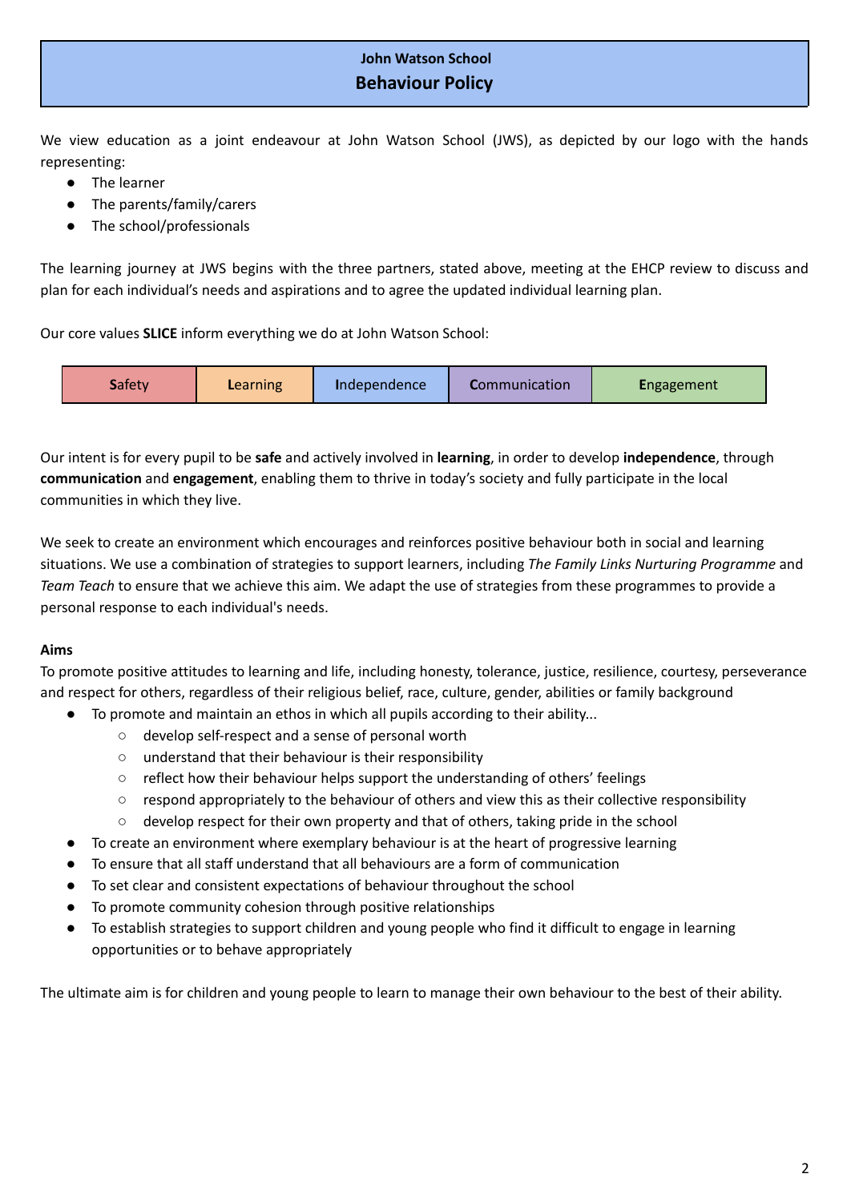# John Watson School
## Behaviour Policy

We view education as a joint endeavour at John Watson School (JWS), as depicted by our logo with the hands representing:

- The learner
- The parents/family/carers
- The school/professionals

The learning journey at JWS begins with the three partners, stated above, meeting at the EHCP review to discuss and plan for each individual's needs and aspirations and to agree the updated individual learning plan.

Our core values **SLICE** inform everything we do at John Watson School:

| **S**afety | **L**earning | **I**ndependence | **C**ommunication | **E**ngagement |
|---|---|---|---|---|

Our intent is for every pupil to be **safe** and actively involved in **learning**, in order to develop **independence**, through **communication** and **engagement**, enabling them to thrive in today's society and fully participate in the local communities in which they live.

We seek to create an environment which encourages and reinforces positive behaviour both in social and learning situations. We use a combination of strategies to support learners, including *The Family Links Nurturing Programme* and *Team Teach* to ensure that we achieve this aim. We adapt the use of strategies from these programmes to provide a personal response to each individual's needs.

**Aims**

To promote positive attitudes to learning and life, including honesty, tolerance, justice, resilience, courtesy, perseverance and respect for others, regardless of their religious belief, race, culture, gender, abilities or family background

- To promote and maintain an ethos in which all pupils according to their ability...
  - develop self-respect and a sense of personal worth
  - understand that their behaviour is their responsibility
  - reflect how their behaviour helps support the understanding of others' feelings
  - respond appropriately to the behaviour of others and view this as their collective responsibility
  - develop respect for their own property and that of others, taking pride in the school
- To create an environment where exemplary behaviour is at the heart of progressive learning
- To ensure that all staff understand that all behaviours are a form of communication
- To set clear and consistent expectations of behaviour throughout the school
- To promote community cohesion through positive relationships
- To establish strategies to support children and young people who find it difficult to engage in learning opportunities or to behave appropriately

The ultimate aim is for children and young people to learn to manage their own behaviour to the best of their ability.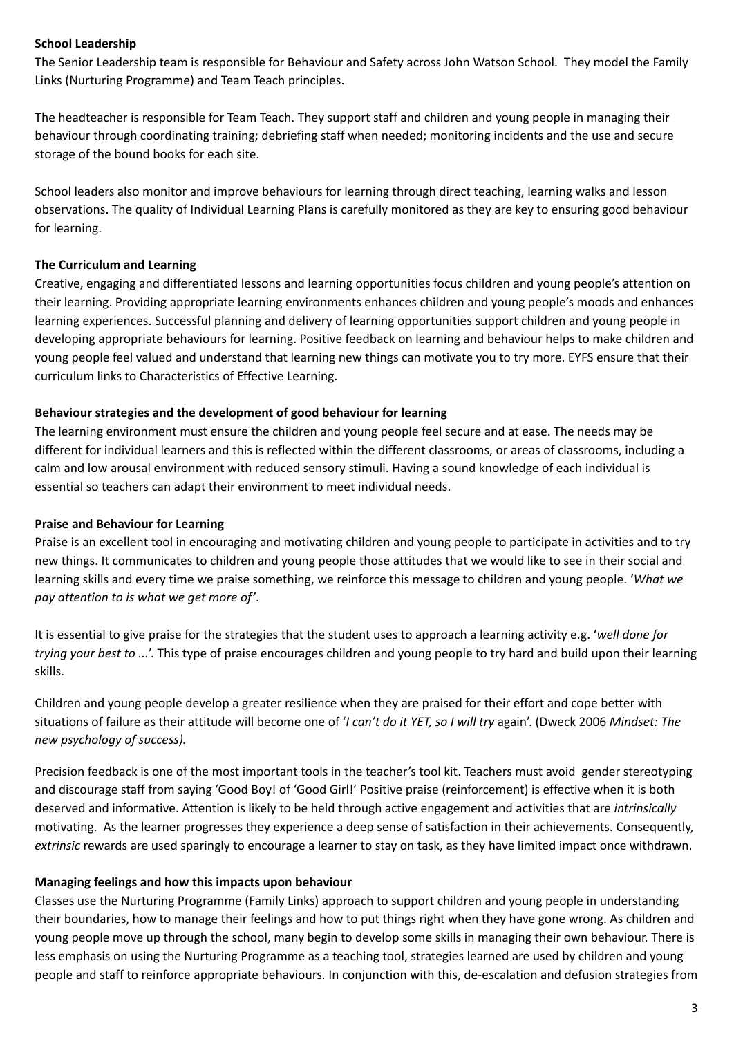**School Leadership**

The Senior Leadership team is responsible for Behaviour and Safety across John Watson School. They model the Family Links (Nurturing Programme) and Team Teach principles.

The headteacher is responsible for Team Teach. They support staff and children and young people in managing their behaviour through coordinating training; debriefing staff when needed; monitoring incidents and the use and secure storage of the bound books for each site.

School leaders also monitor and improve behaviours for learning through direct teaching, learning walks and lesson observations. The quality of Individual Learning Plans is carefully monitored as they are key to ensuring good behaviour for learning.

**The Curriculum and Learning**

Creative, engaging and differentiated lessons and learning opportunities focus children and young people's attention on their learning. Providing appropriate learning environments enhances children and young people's moods and enhances learning experiences. Successful planning and delivery of learning opportunities support children and young people in developing appropriate behaviours for learning. Positive feedback on learning and behaviour helps to make children and young people feel valued and understand that learning new things can motivate you to try more. EYFS ensure that their curriculum links to Characteristics of Effective Learning.

**Behaviour strategies and the development of good behaviour for learning**

The learning environment must ensure the children and young people feel secure and at ease. The needs may be different for individual learners and this is reflected within the different classrooms, or areas of classrooms, including a calm and low arousal environment with reduced sensory stimuli. Having a sound knowledge of each individual is essential so teachers can adapt their environment to meet individual needs.

**Praise and Behaviour for Learning**

Praise is an excellent tool in encouraging and motivating children and young people to participate in activities and to try new things. It communicates to children and young people those attitudes that we would like to see in their social and learning skills and every time we praise something, we reinforce this message to children and young people. '*What we pay attention to is what we get more of'*.

It is essential to give praise for the strategies that the student uses to approach a learning activity e.g. '*well done for trying your best to ...*'. This type of praise encourages children and young people to try hard and build upon their learning skills.

Children and young people develop a greater resilience when they are praised for their effort and cope better with situations of failure as their attitude will become one of '*I can't do it YET, so I will try* again'. (Dweck 2006 *Mindset: The new psychology of success).*

Precision feedback is one of the most important tools in the teacher's tool kit. Teachers must avoid gender stereotyping and discourage staff from saying 'Good Boy! of 'Good Girl!' Positive praise (reinforcement) is effective when it is both deserved and informative. Attention is likely to be held through active engagement and activities that are *intrinsically* motivating. As the learner progresses they experience a deep sense of satisfaction in their achievements. Consequently, *extrinsic* rewards are used sparingly to encourage a learner to stay on task, as they have limited impact once withdrawn.

**Managing feelings and how this impacts upon behaviour**

Classes use the Nurturing Programme (Family Links) approach to support children and young people in understanding their boundaries, how to manage their feelings and how to put things right when they have gone wrong. As children and young people move up through the school, many begin to develop some skills in managing their own behaviour. There is less emphasis on using the Nurturing Programme as a teaching tool, strategies learned are used by children and young people and staff to reinforce appropriate behaviours. In conjunction with this, de-escalation and defusion strategies from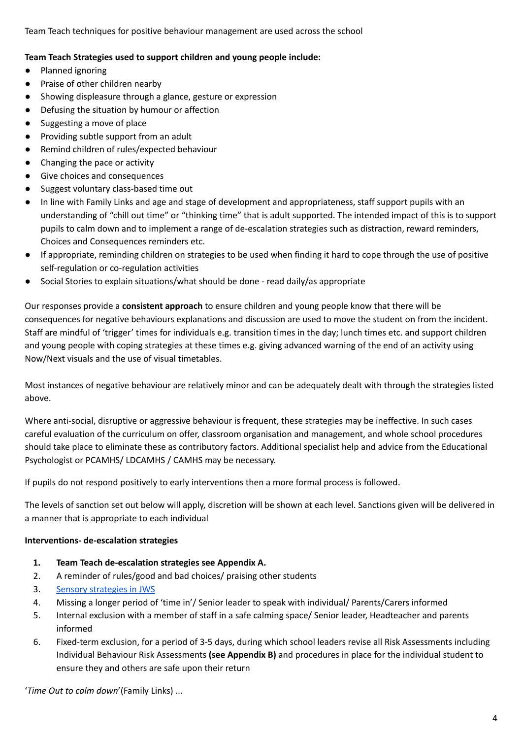Team Teach techniques for positive behaviour management are used across the school

**Team Teach Strategies used to support children and young people include:**

- Planned ignoring
- Praise of other children nearby
- Showing displeasure through a glance, gesture or expression
- Defusing the situation by humour or affection
- Suggesting a move of place
- Providing subtle support from an adult
- Remind children of rules/expected behaviour
- Changing the pace or activity
- Give choices and consequences
- Suggest voluntary class-based time out
- In line with Family Links and age and stage of development and appropriateness, staff support pupils with an understanding of "chill out time" or "thinking time" that is adult supported. The intended impact of this is to support pupils to calm down and to implement a range of de-escalation strategies such as distraction, reward reminders, Choices and Consequences reminders etc.
- If appropriate, reminding children on strategies to be used when finding it hard to cope through the use of positive self-regulation or co-regulation activities
- Social Stories to explain situations/what should be done - read daily/as appropriate

Our responses provide a **consistent approach** to ensure children and young people know that there will be consequences for negative behaviours explanations and discussion are used to move the student on from the incident. Staff are mindful of 'trigger' times for individuals e.g. transition times in the day; lunch times etc. and support children and young people with coping strategies at these times e.g. giving advanced warning of the end of an activity using Now/Next visuals and the use of visual timetables.

Most instances of negative behaviour are relatively minor and can be adequately dealt with through the strategies listed above.

Where anti-social, disruptive or aggressive behaviour is frequent, these strategies may be ineffective. In such cases careful evaluation of the curriculum on offer, classroom organisation and management, and whole school procedures should take place to eliminate these as contributory factors. Additional specialist help and advice from the Educational Psychologist or PCAMHS/ LDCAMHS / CAMHS may be necessary.

If pupils do not respond positively to early interventions then a more formal process is followed.

The levels of sanction set out below will apply, discretion will be shown at each level. Sanctions given will be delivered in a manner that is appropriate to each individual

**Interventions- de-escalation strategies**

1. **Team Teach de-escalation strategies see Appendix A.**
2. A reminder of rules/good and bad choices/ praising other students
3. Sensory strategies in JWS
4. Missing a longer period of 'time in'/ Senior leader to speak with individual/ Parents/Carers informed
5. Internal exclusion with a member of staff in a safe calming space/ Senior leader, Headteacher and parents informed
6. Fixed-term exclusion, for a period of 3-5 days, during which school leaders revise all Risk Assessments including Individual Behaviour Risk Assessments **(see Appendix B)** and procedures in place for the individual student to ensure they and others are safe upon their return

'*Time Out to calm down*'(Family Links) ...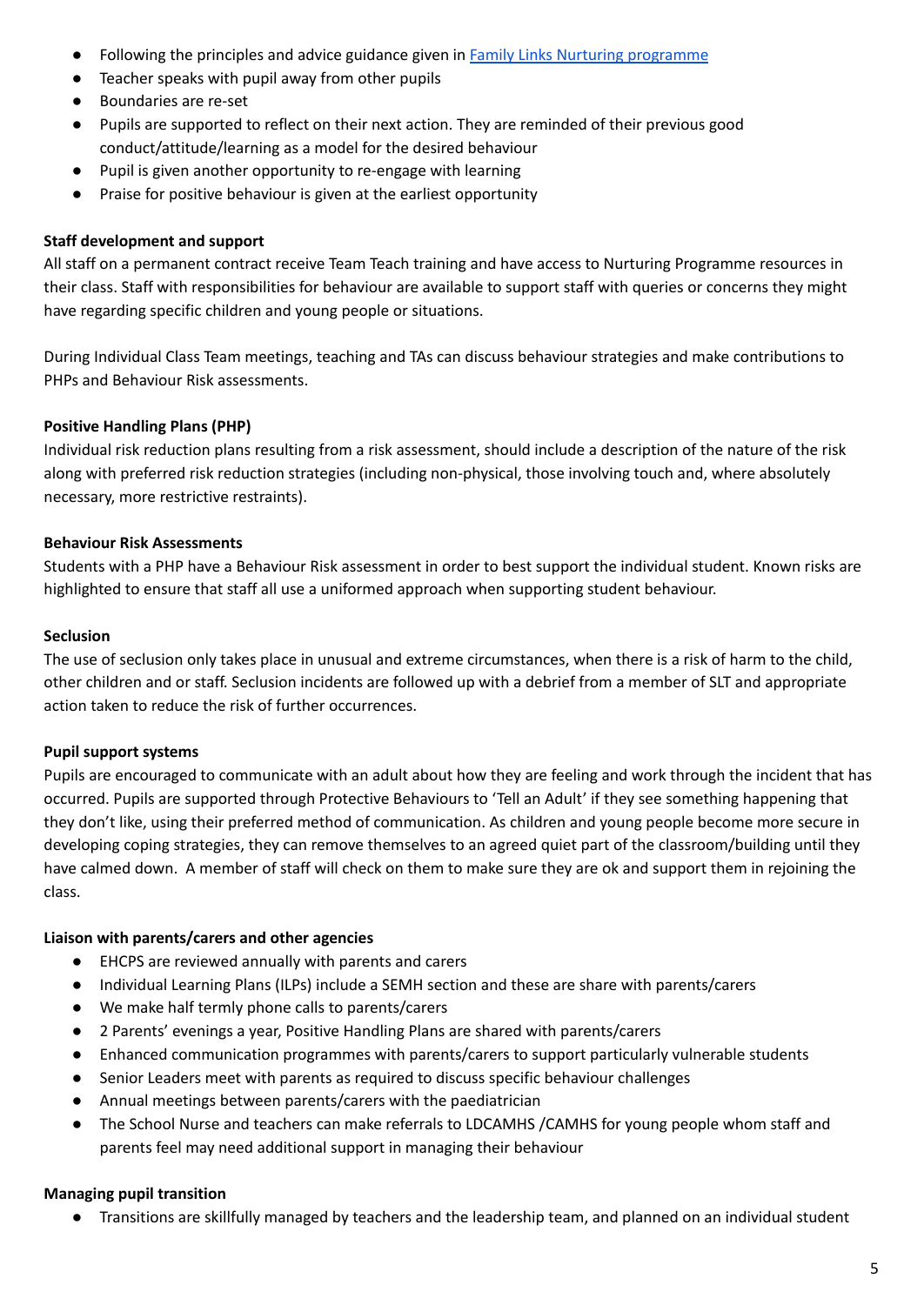- Following the principles and advice guidance given in [Family Links Nurturing programme]
- Teacher speaks with pupil away from other pupils
- Boundaries are re-set
- Pupils are supported to reflect on their next action. They are reminded of their previous good conduct/attitude/learning as a model for the desired behaviour
- Pupil is given another opportunity to re-engage with learning
- Praise for positive behaviour is given at the earliest opportunity

**Staff development and support**

All staff on a permanent contract receive Team Teach training and have access to Nurturing Programme resources in their class. Staff with responsibilities for behaviour are available to support staff with queries or concerns they might have regarding specific children and young people or situations.

During Individual Class Team meetings, teaching and TAs can discuss behaviour strategies and make contributions to PHPs and Behaviour Risk assessments.

**Positive Handling Plans (PHP)**

Individual risk reduction plans resulting from a risk assessment, should include a description of the nature of the risk along with preferred risk reduction strategies (including non-physical, those involving touch and, where absolutely necessary, more restrictive restraints).

**Behaviour Risk Assessments**

Students with a PHP have a Behaviour Risk assessment in order to best support the individual student. Known risks are highlighted to ensure that staff all use a uniformed approach when supporting student behaviour.

**Seclusion**

The use of seclusion only takes place in unusual and extreme circumstances, when there is a risk of harm to the child, other children and or staff. Seclusion incidents are followed up with a debrief from a member of SLT and appropriate action taken to reduce the risk of further occurrences.

**Pupil support systems**

Pupils are encouraged to communicate with an adult about how they are feeling and work through the incident that has occurred. Pupils are supported through Protective Behaviours to 'Tell an Adult' if they see something happening that they don't like, using their preferred method of communication. As children and young people become more secure in developing coping strategies, they can remove themselves to an agreed quiet part of the classroom/building until they have calmed down. A member of staff will check on them to make sure they are ok and support them in rejoining the class.

**Liaison with parents/carers and other agencies**

- EHCPS are reviewed annually with parents and carers
- Individual Learning Plans (ILPs) include a SEMH section and these are share with parents/carers
- We make half termly phone calls to parents/carers
- 2 Parents' evenings a year, Positive Handling Plans are shared with parents/carers
- Enhanced communication programmes with parents/carers to support particularly vulnerable students
- Senior Leaders meet with parents as required to discuss specific behaviour challenges
- Annual meetings between parents/carers with the paediatrician
- The School Nurse and teachers can make referrals to LDCAMHS /CAMHS for young people whom staff and parents feel may need additional support in managing their behaviour

**Managing pupil transition**

- Transitions are skillfully managed by teachers and the leadership team, and planned on an individual student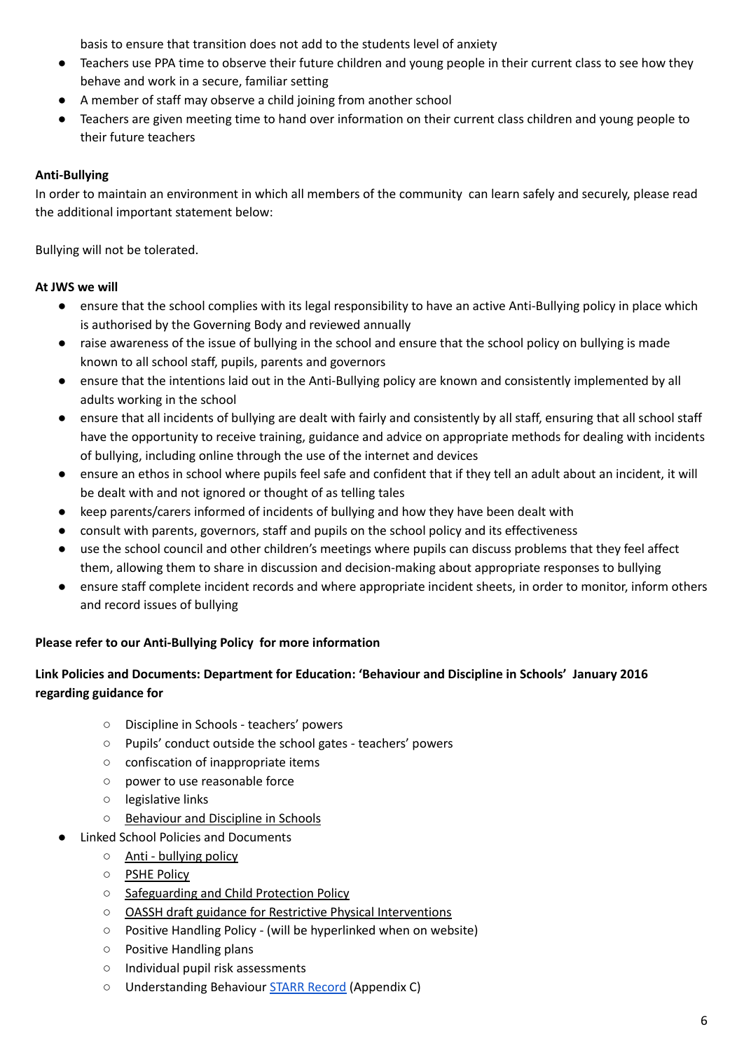basis to ensure that transition does not add to the students level of anxiety

- Teachers use PPA time to observe their future children and young people in their current class to see how they behave and work in a secure, familiar setting
- A member of staff may observe a child joining from another school
- Teachers are given meeting time to hand over information on their current class children and young people to their future teachers

**Anti-Bullying**

In order to maintain an environment in which all members of the community can learn safely and securely, please read the additional important statement below:

Bullying will not be tolerated.

**At JWS we will**

- ensure that the school complies with its legal responsibility to have an active Anti-Bullying policy in place which is authorised by the Governing Body and reviewed annually
- raise awareness of the issue of bullying in the school and ensure that the school policy on bullying is made known to all school staff, pupils, parents and governors
- ensure that the intentions laid out in the Anti-Bullying policy are known and consistently implemented by all adults working in the school
- ensure that all incidents of bullying are dealt with fairly and consistently by all staff, ensuring that all school staff have the opportunity to receive training, guidance and advice on appropriate methods for dealing with incidents of bullying, including online through the use of the internet and devices
- ensure an ethos in school where pupils feel safe and confident that if they tell an adult about an incident, it will be dealt with and not ignored or thought of as telling tales
- keep parents/carers informed of incidents of bullying and how they have been dealt with
- consult with parents, governors, staff and pupils on the school policy and its effectiveness
- use the school council and other children's meetings where pupils can discuss problems that they feel affect them, allowing them to share in discussion and decision-making about appropriate responses to bullying
- ensure staff complete incident records and where appropriate incident sheets, in order to monitor, inform others and record issues of bullying

**Please refer to our Anti-Bullying Policy for more information**

**Link Policies and Documents: Department for Education: 'Behaviour and Discipline in Schools' January 2016 regarding guidance for**

  - Discipline in Schools - teachers' powers
  - Pupils' conduct outside the school gates - teachers' powers
  - confiscation of inappropriate items
  - power to use reasonable force
  - legislative links
  - Behaviour and Discipline in Schools
- Linked School Policies and Documents
  - Anti - bullying policy
  - PSHE Policy
  - Safeguarding and Child Protection Policy
  - OASSH draft guidance for Restrictive Physical Interventions
  - Positive Handling Policy - (will be hyperlinked when on website)
  - Positive Handling plans
  - Individual pupil risk assessments
  - Understanding Behaviour STARR Record (Appendix C)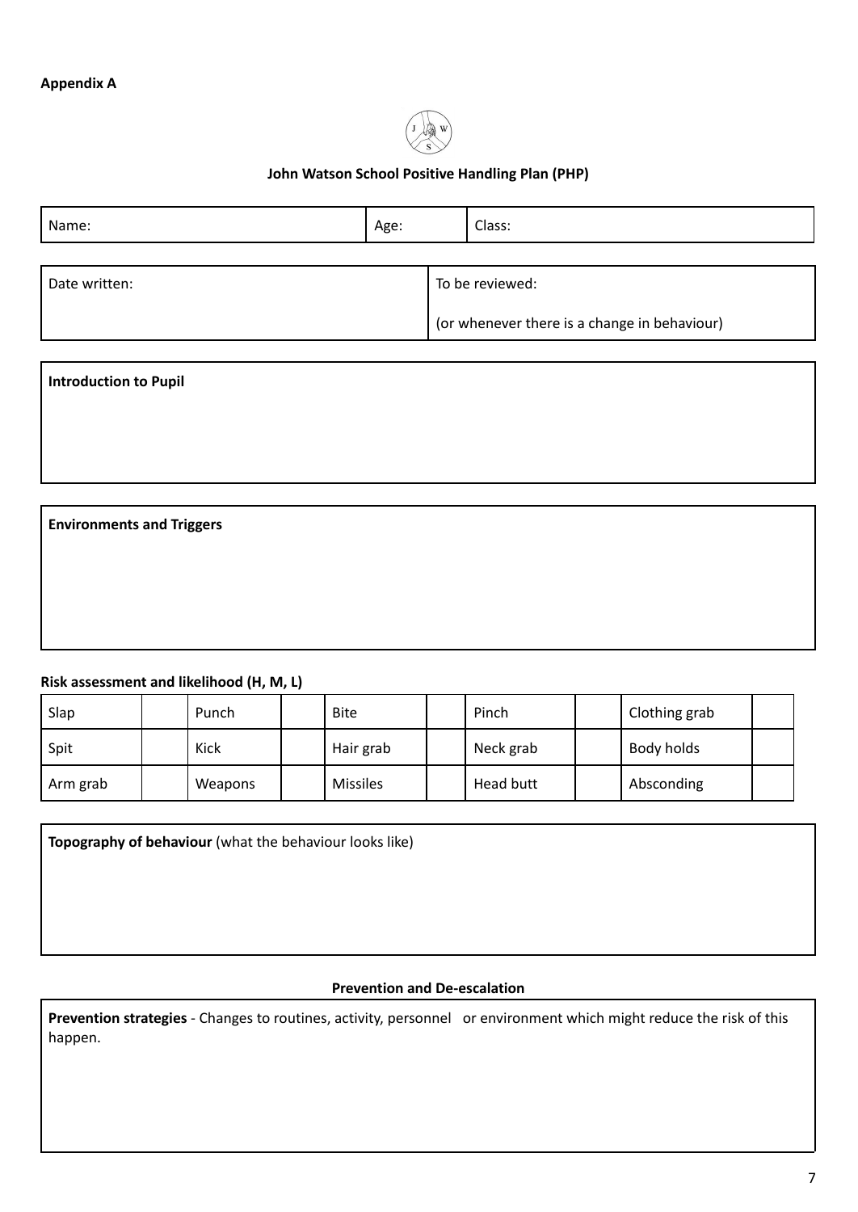**Appendix A**

### John Watson School Positive Handling Plan (PHP)

| Name: | Age: | Class: |
|---|---|---|

| Date written: | To be reviewed: (or whenever there is a change in behaviour) |
|---|---|

**Introduction to Pupil**

**Environments and Triggers**

**Risk assessment and likelihood (H, M, L)**

| Slap | | Punch | | Bite | | Pinch | | Clothing grab | |
|---|---|---|---|---|---|---|---|---|---|
| Spit | | Kick | | Hair grab | | Neck grab | | Body holds | |
| Arm grab | | Weapons | | Missiles | | Head butt | | Absconding | |

**Topography of behaviour** (what the behaviour looks like)

**Prevention and De-escalation**

**Prevention strategies** - Changes to routines, activity, personnel or environment which might reduce the risk of this happen.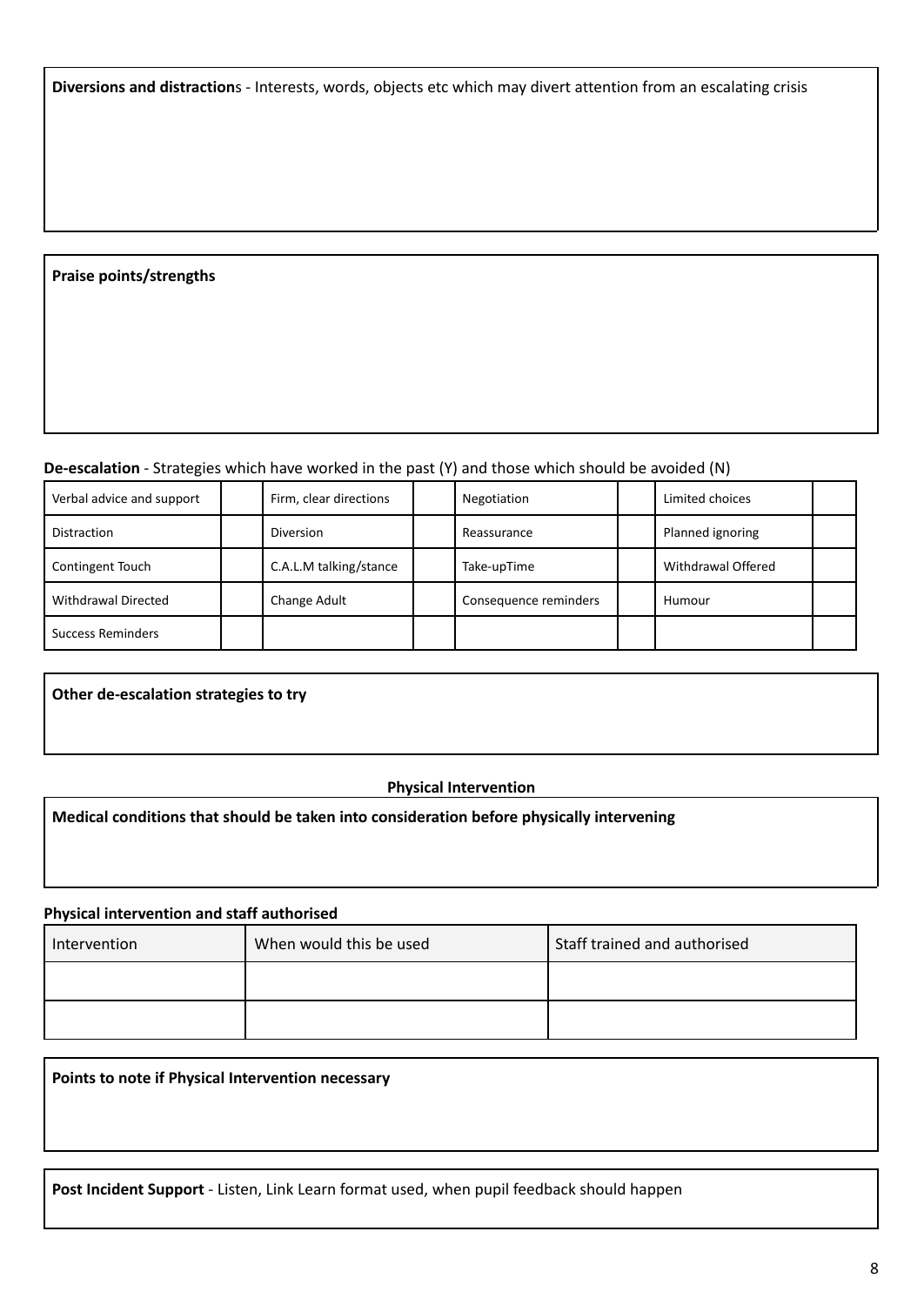**Diversions and distractions** - Interests, words, objects etc which may divert attention from an escalating crisis

**Praise points/strengths**

**De-escalation** - Strategies which have worked in the past (Y) and those which should be avoided (N)

| | | | | | | | |
|---|---|---|---|---|---|---|---|
| Verbal advice and support | | Firm, clear directions | | Negotiation | | Limited choices | |
| Distraction | | Diversion | | Reassurance | | Planned ignoring | |
| Contingent Touch | | C.A.L.M talking/stance | | Take-upTime | | Withdrawal Offered | |
| Withdrawal Directed | | Change Adult | | Consequence reminders | | Humour | |
| Success Reminders | | | | | | | |

**Other de-escalation strategies to try**

**Physical Intervention**

**Medical conditions that should be taken into consideration before physically intervening**

**Physical intervention and staff authorised**

| Intervention | When would this be used | Staff trained and authorised |
|---|---|---|
| | | |
| | | |

**Points to note if Physical Intervention necessary**

**Post Incident Support** - Listen, Link Learn format used, when pupil feedback should happen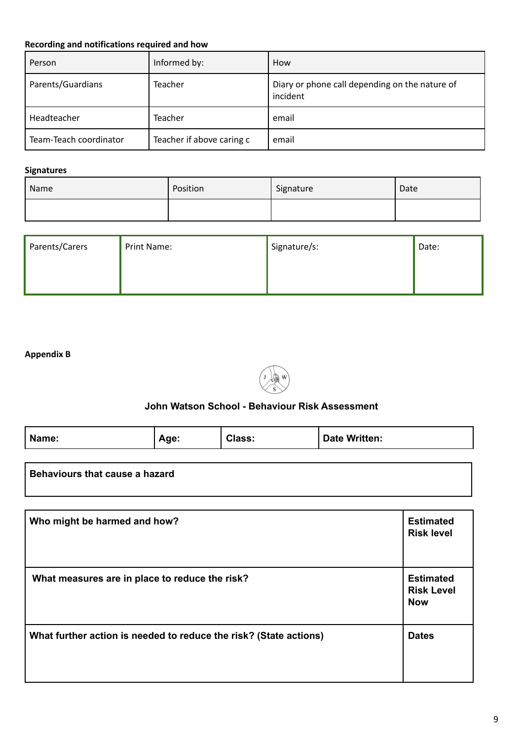**Recording and notifications required and how**

| Person | Informed by: | How |
|---|---|---|
| Parents/Guardians | Teacher | Diary or phone call depending on the nature of incident |
| Headteacher | Teacher | email |
| Team-Teach coordinator | Teacher if above caring c | email |

**Signatures**

| Name | Position | Signature | Date |
|---|---|---|---|
| | | | |

| Parents/Carers | Print Name: | Signature/s: | Date: |
|---|---|---|---|

**Appendix B**

**John Watson School - Behaviour Risk Assessment**

| Name: | Age: | Class: | Date Written: |
|---|---|---|---|

| Behaviours that cause a hazard |
|---|

| Who might be harmed and how? | Estimated Risk level |
|---|---|
| **What measures are in place to reduce the risk?** | **Estimated Risk Level Now** |
| **What further action is needed to reduce the risk? (State actions)** | **Dates** |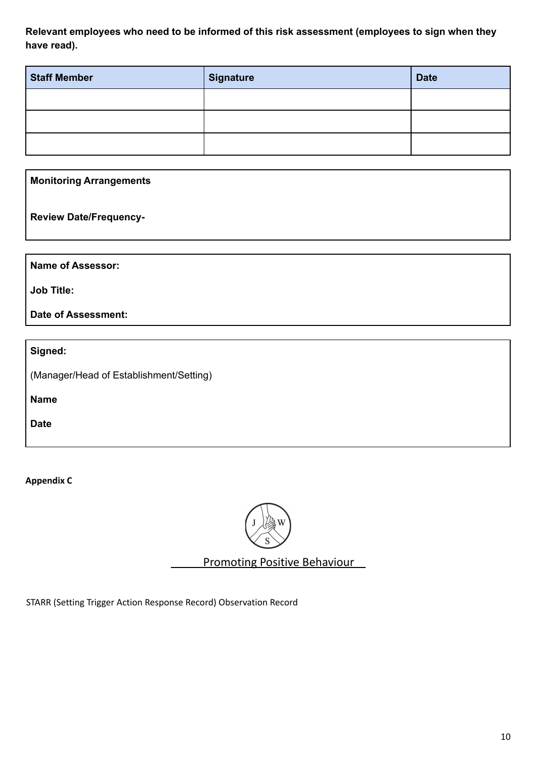**Relevant employees who need to be informed of this risk assessment (employees to sign when they have read).**

| Staff Member | Signature | Date |
| --- | --- | --- |
| | | |
| | | |
| | | |

**Monitoring Arrangements**

**Review Date/Frequency-**

**Name of Assessor:**

**Job Title:**

**Date of Assessment:**

**Signed:**

(Manager/Head of Establishment/Setting)

**Name**

**Date**

**Appendix C**

Promoting Positive Behaviour

STARR (Setting Trigger Action Response Record) Observation Record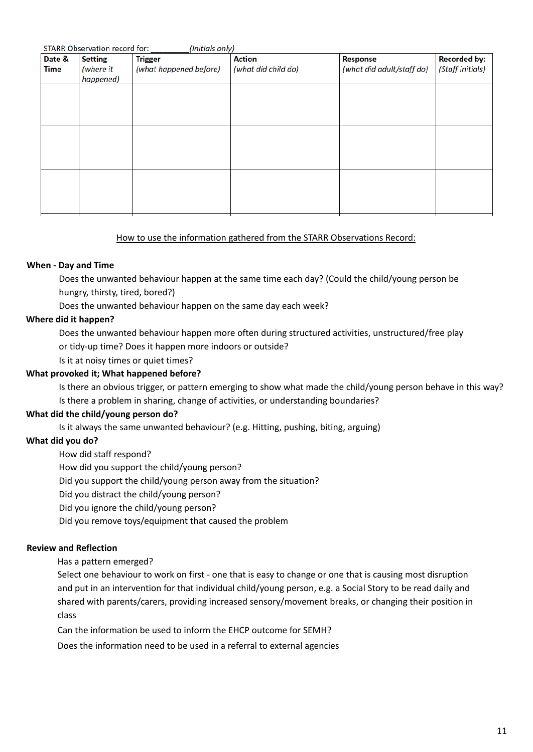STARR Observation record for: _________*(Initials only)*

| **Date & Time** | **Setting** *(where it happened)* | **Trigger** *(what happened before)* | **Action** *(what did child do)* | **Response** *(what did adult/staff do)* | **Recorded by:** *(Staff initials)* |
|---|---|---|---|---|---|
| | | | | | |
| | | | | | |
| | | | | | |

<u>How to use the information gathered from the STARR Observations Record:</u>

**When - Day and Time**

Does the unwanted behaviour happen at the same time each day? (Could the child/young person be hungry, thirsty, tired, bored?)

Does the unwanted behaviour happen on the same day each week?

**Where did it happen?**

Does the unwanted behaviour happen more often during structured activities, unstructured/free play or tidy-up time? Does it happen more indoors or outside?

Is it at noisy times or quiet times?

**What provoked it; What happened before?**

Is there an obvious trigger, or pattern emerging to show what made the child/young person behave in this way?

Is there a problem in sharing, change of activities, or understanding boundaries?

**What did the child/young person do?**

Is it always the same unwanted behaviour? (e.g. Hitting, pushing, biting, arguing)

**What did you do?**

How did staff respond?

How did you support the child/young person?

Did you support the child/young person away from the situation?

Did you distract the child/young person?

Did you ignore the child/young person?

Did you remove toys/equipment that caused the problem

**Review and Reflection**

Has a pattern emerged?

Select one behaviour to work on first - one that is easy to change or one that is causing most disruption and put in an intervention for that individual child/young person, e.g. a Social Story to be read daily and shared with parents/carers, providing increased sensory/movement breaks, or changing their position in class

Can the information be used to inform the EHCP outcome for SEMH?

Does the information need to be used in a referral to external agencies